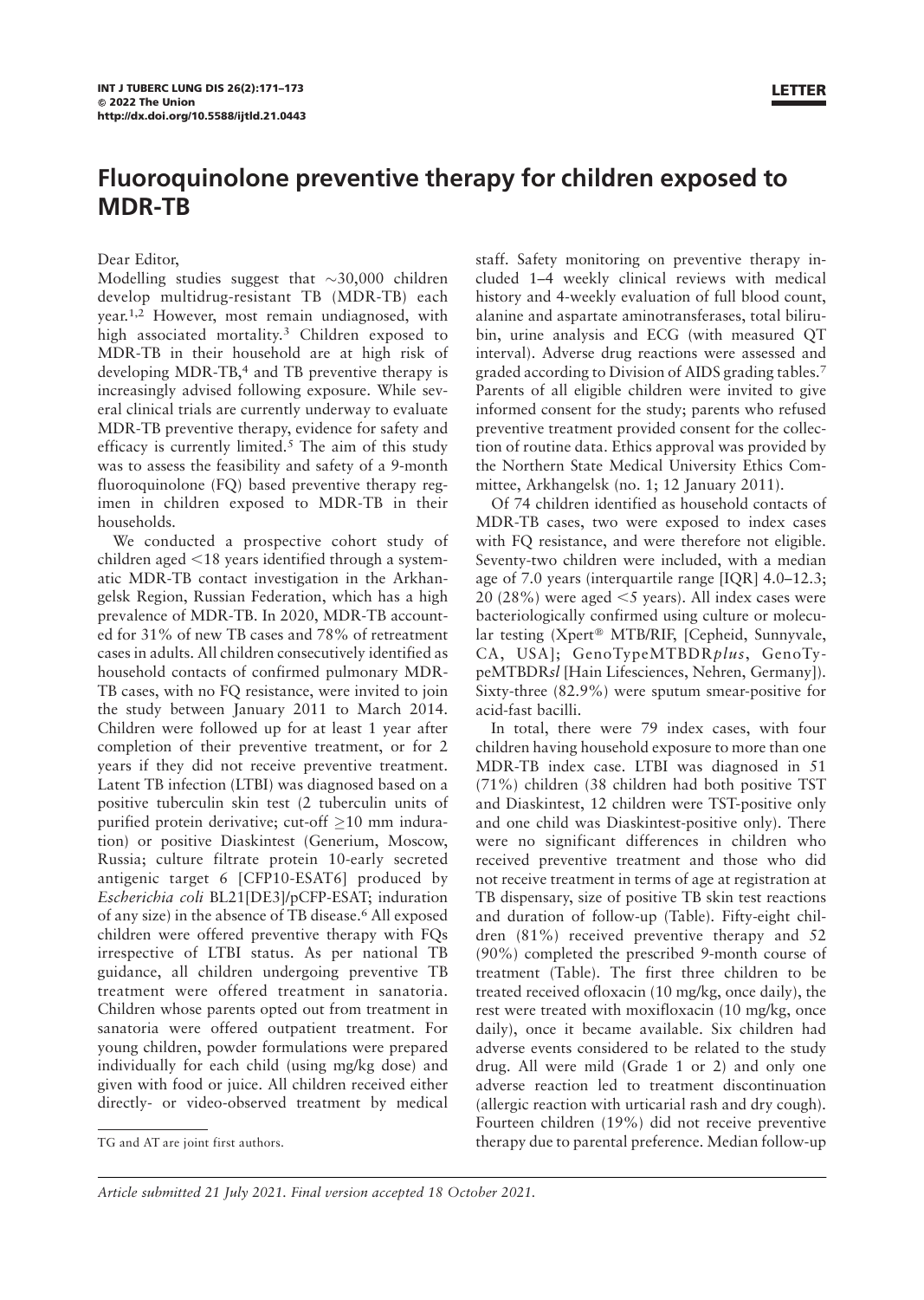# Fluoroquinolone preventive therapy for children exposed to MDR-TB

Dear Editor,

Modelling studies suggest that ∼30,000 children develop multidrug-resistant TB (MDR-TB) each year.[1,2] However, most remain undiagnosed, with high associated mortality.[3] Children exposed to MDR-TB in their household are at high risk of developing MDR-TB,[4] and TB preventive therapy is increasingly advised following exposure. While several clinical trials are currently underway to evaluate MDR-TB preventive therapy, evidence for safety and efficacy is currently limited.[5] The aim of this study was to assess the feasibility and safety of a 9-month fluoroquinolone (FQ) based preventive therapy regimen in children exposed to MDR-TB in their households.

We conducted a prospective cohort study of children aged <18 years identified through a systematic MDR-TB contact investigation in the Arkhangelsk Region, Russian Federation, which has a high prevalence of MDR-TB. In 2020, MDR-TB accounted for 31% of new TB cases and 78% of retreatment cases in adults. All children consecutively identified as household contacts of confirmed pulmonary MDR-TB cases, with no FQ resistance, were invited to join the study between January 2011 to March 2014. Children were followed up for at least 1 year after completion of their preventive treatment, or for 2 years if they did not receive preventive treatment. Latent TB infection (LTBI) was diagnosed based on a positive tuberculin skin test (2 tuberculin units of purified protein derivative; cut-off ≥10 mm induration) or positive Diaskintest (Generium, Moscow, Russia; culture filtrate protein 10-early secreted antigenic target 6 [CFP10-ESAT6] produced by *Escherichia coli* BL21[DE3]/pCFP-ESAT; induration of any size) in the absence of TB disease.[6] All exposed children were offered preventive therapy with FQs irrespective of LTBI status. As per national TB guidance, all children undergoing preventive TB treatment were offered treatment in sanatoria. Children whose parents opted out from treatment in sanatoria were offered outpatient treatment. For young children, powder formulations were prepared individually for each child (using mg/kg dose) and given with food or juice. All children received either directly- or video-observed treatment by medical staff. Safety monitoring on preventive therapy included 1–4 weekly clinical reviews with medical history and 4-weekly evaluation of full blood count, alanine and aspartate aminotransferases, total bilirubin, urine analysis and ECG (with measured QT interval). Adverse drug reactions were assessed and graded according to Division of AIDS grading tables.[7] Parents of all eligible children were invited to give informed consent for the study; parents who refused preventive treatment provided consent for the collection of routine data. Ethics approval was provided by the Northern State Medical University Ethics Committee, Arkhangelsk (no. 1; 12 January 2011).

Of 74 children identified as household contacts of MDR-TB cases, two were exposed to index cases with FQ resistance, and were therefore not eligible. Seventy-two children were included, with a median age of 7.0 years (interquartile range [IQR] 4.0–12.3; 20 (28%) were aged <5 years). All index cases were bacteriologically confirmed using culture or molecular testing (Xpert® MTB/RIF, [Cepheid, Sunnyvale, CA, USA]; GenoTypeMTBDR*plus*, GenoTypeMTBDR*sl* [Hain Lifesciences, Nehren, Germany]). Sixty-three (82.9%) were sputum smear-positive for acid-fast bacilli.

In total, there were 79 index cases, with four children having household exposure to more than one MDR-TB index case. LTBI was diagnosed in 51 (71%) children (38 children had both positive TST and Diaskintest, 12 children were TST-positive only and one child was Diaskintest-positive only). There were no significant differences in children who received preventive treatment and those who did not receive treatment in terms of age at registration at TB dispensary, size of positive TB skin test reactions and duration of follow-up (Table). Fifty-eight children (81%) received preventive therapy and 52 (90%) completed the prescribed 9-month course of treatment (Table). The first three children to be treated received ofloxacin (10 mg/kg, once daily), the rest were treated with moxifloxacin (10 mg/kg, once daily), once it became available. Six children had adverse events considered to be related to the study drug. All were mild (Grade 1 or 2) and only one adverse reaction led to treatment discontinuation (allergic reaction with urticarial rash and dry cough). Fourteen children (19%) did not receive preventive therapy due to parental preference. Median follow-up

TG and AT are joint first authors.

*Article submitted 21 July 2021. Final version accepted 18 October 2021.*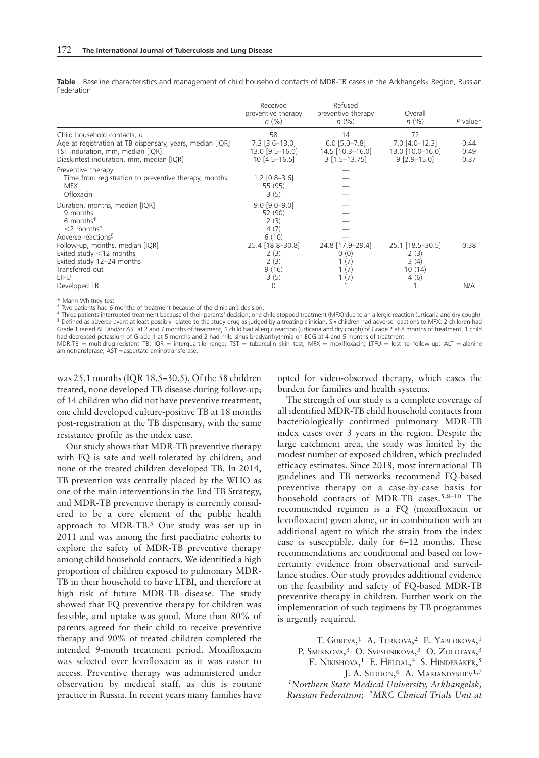**Table** Baseline characteristics and management of child household contacts of MDR-TB cases in the Arkhangelsk Region, Russian Federation

| | Received preventive therapy n (%) | Refused preventive therapy n (%) | Overall n (%) | P value* |
|---|---|---|---|---|
| Child household contacts, n | 58 | 14 | 72 | |
| Age at registration at TB dispensary, years, median [IQR] | 7.3 [3.6–13.0] | 6.0 [5.0–7.8] | 7.0 [4.0–12.3] | 0.44 |
| TST induration, mm, median [IQR] | 13.0 [9.5–16.0] | 14.5 [10.3–16.0] | 13.0 [10.0–16.0] | 0.49 |
| Diaskintest induration, mm, median [IQR] | 10 [4.5–16.5] | 3 [1.5–13.75] | 9 [2.9–15.0] | 0.37 |
| Preventive therapy | | — | | |
| Time from registration to preventive therapy, months | 1.2 [0.8–3.6] | — | | |
| MFX | 55 (95) | — | | |
| Ofloxacin | 3 (5) | — | | |
| Duration, months, median [IQR] | 9.0 [9.0–9.0] | — | | |
| 9 months | 52 (90) | — | | |
| 6 months[†] | 2 (3) | — | | |
| <2 months[‡] | 4 (7) | — | | |
| Adverse reactions[§] | 6 (10) | — | | |
| Follow-up, months, median [IQR] | 25.4 [18.8–30.8] | 24.8 [17.9–29.4] | 25.1 [18.5–30.5] | 0.38 |
| Exited study <12 months | 2 (3) | 0 (0) | 2 (3) | |
| Exited study 12–24 months | 2 (3) | 1 (7) | 3 (4) | |
| Transferred out | 9 (16) | 1 (7) | 10 (14) | |
| LTFU | 3 (5) | 1 (7) | 4 (6) | |
| Developed TB | 0 | 1 | 1 | N/A |

\* Mann-Whitney test.
[†] Two patients had 6 months of treatment because of the clinician's decision.
[‡] Three patients interrupted treatment because of their parents' decision, one child stopped treatment (MFX) due to an allergic reaction (urticaria and dry cough).
[§] Defined as adverse event at least possibly related to the study drug as judged by a treating clinician. Six children had adverse reactions to MFX: 2 children had Grade 1 raised ALT and/or AST at 2 and 7 months of treatment, 1 child had allergic reaction (urticaria and dry cough) of Grade 2 at 8 months of treatment, 1 child had decreased potassium of Grade 1 at 5 months and 2 had mild sinus bradyarrhythmia on ECG at 4 and 5 months of treatment.
MDR-TB = multidrug-resistant TB; IQR = interquartile range; TST = tuberculin skin test; MFX = moxifloxacin; LTFU = lost to follow-up; ALT = alanine aminotransferase; AST = aspartate aminotransferase.

was 25.1 months (IQR 18.5–30.5). Of the 58 children treated, none developed TB disease during follow-up; of 14 children who did not have preventive treatment, one child developed culture-positive TB at 18 months post-registration at the TB dispensary, with the same resistance profile as the index case.

Our study shows that MDR-TB preventive therapy with FQ is safe and well-tolerated by children, and none of the treated children developed TB. In 2014, TB prevention was centrally placed by the WHO as one of the main interventions in the End TB Strategy, and MDR-TB preventive therapy is currently considered to be a core element of the public health approach to MDR-TB.[5] Our study was set up in 2011 and was among the first paediatric cohorts to explore the safety of MDR-TB preventive therapy among child household contacts. We identified a high proportion of children exposed to pulmonary MDR-TB in their household to have LTBI, and therefore at high risk of future MDR-TB disease. The study showed that FQ preventive therapy for children was feasible, and uptake was good. More than 80% of parents agreed for their child to receive preventive therapy and 90% of treated children completed the intended 9-month treatment period. Moxifloxacin was selected over levofloxacin as it was easier to access. Preventive therapy was administered under observation by medical staff, as this is routine practice in Russia. In recent years many families have opted for video-observed therapy, which eases the burden for families and health systems.

The strength of our study is a complete coverage of all identified MDR-TB child household contacts from bacteriologically confirmed pulmonary MDR-TB index cases over 3 years in the region. Despite the large catchment area, the study was limited by the modest number of exposed children, which precluded efficacy estimates. Since 2018, most international TB guidelines and TB networks recommend FQ-based preventive therapy on a case-by-case basis for household contacts of MDR-TB cases.[5,8–10] The recommended regimen is a FQ (moxifloxacin or levofloxacin) given alone, or in combination with an additional agent to which the strain from the index case is susceptible, daily for 6–12 months. These recommendations are conditional and based on low-certainty evidence from observational and surveillance studies. Our study provides additional evidence on the feasibility and safety of FQ-based MDR-TB preventive therapy in children. Further work on the implementation of such regimens by TB programmes is urgently required.

T. Gureva,[1] A. Turkova,[2] E. Yablokova,[1] P. Smirnova,[3] O. Sveshnikova,[3] O. Zolotaya,[3] E. Nikishova,[1] E. Heldal,[4] S. Hinderaker,[5] J. A. Seddon,[6] A. Mariandyshev[1,7]

[1]*Northern State Medical University, Arkhangelsk, Russian Federation;* [2]*MRC Clinical Trials Unit at*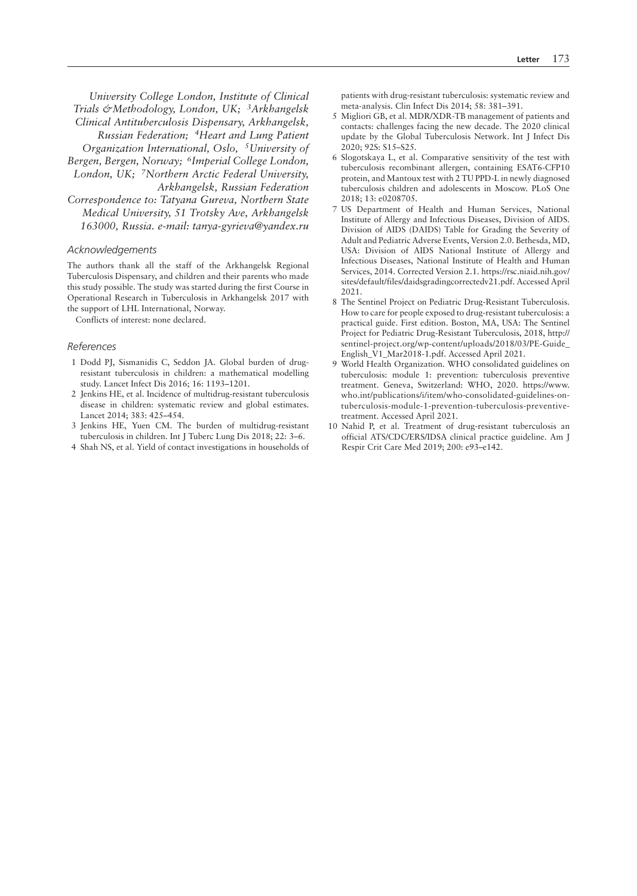*University College London, Institute of Clinical Trials &Methodology, London, UK; [3]Arkhangelsk Clinical Antituberculosis Dispensary, Arkhangelsk, Russian Federation; [4]Heart and Lung Patient Organization International, Oslo, [5]University of Bergen, Bergen, Norway; [6]Imperial College London, London, UK; [7]Northern Arctic Federal University, Arkhangelsk, Russian Federation*

*Correspondence to: Tatyana Gureva, Northern State Medical University, 51 Trotsky Ave, Arkhangelsk 163000, Russia. e-mail: tanya-gyrieva@yandex.ru*

## Acknowledgements

The authors thank all the staff of the Arkhangelsk Regional Tuberculosis Dispensary, and children and their parents who made this study possible. The study was started during the first Course in Operational Research in Tuberculosis in Arkhangelsk 2017 with the support of LHL International, Norway.

Conflicts of interest: none declared.

## References

1. Dodd PJ, Sismanidis C, Seddon JA. Global burden of drug-resistant tuberculosis in children: a mathematical modelling study. Lancet Infect Dis 2016; 16: 1193–1201.
2. Jenkins HE, et al. Incidence of multidrug-resistant tuberculosis disease in children: systematic review and global estimates. Lancet 2014; 383: 425–454.
3. Jenkins HE, Yuen CM. The burden of multidrug-resistant tuberculosis in children. Int J Tuberc Lung Dis 2018; 22: 3–6.
4. Shah NS, et al. Yield of contact investigations in households of patients with drug-resistant tuberculosis: systematic review and meta-analysis. Clin Infect Dis 2014; 58: 381–391.
5. Migliori GB, et al. MDR/XDR-TB management of patients and contacts: challenges facing the new decade. The 2020 clinical update by the Global Tuberculosis Network. Int J Infect Dis 2020; 92S: S15–S25.
6. Slogotskaya L, et al. Comparative sensitivity of the test with tuberculosis recombinant allergen, containing ESAT6-CFP10 protein, and Mantoux test with 2 TU PPD-L in newly diagnosed tuberculosis children and adolescents in Moscow. PLoS One 2018; 13: e0208705.
7. US Department of Health and Human Services, National Institute of Allergy and Infectious Diseases, Division of AIDS. Division of AIDS (DAIDS) Table for Grading the Severity of Adult and Pediatric Adverse Events, Version 2.0. Bethesda, MD, USA: Division of AIDS National Institute of Allergy and Infectious Diseases, National Institute of Health and Human Services, 2014. Corrected Version 2.1. https://rsc.niaid.nih.gov/sites/default/files/daidsgradingcorrectedv21.pdf. Accessed April 2021.
8. The Sentinel Project on Pediatric Drug-Resistant Tuberculosis. How to care for people exposed to drug-resistant tuberculosis: a practical guide. First edition. Boston, MA, USA: The Sentinel Project for Pediatric Drug-Resistant Tuberculosis, 2018, http://sentinel-project.org/wp-content/uploads/2018/03/PE-Guide_English_V1_Mar2018-1.pdf. Accessed April 2021.
9. World Health Organization. WHO consolidated guidelines on tuberculosis: module 1: prevention: tuberculosis preventive treatment. Geneva, Switzerland: WHO, 2020. https://www.who.int/publications/i/item/who-consolidated-guidelines-on-tuberculosis-module-1-prevention-tuberculosis-preventive-treatment. Accessed April 2021.
10. Nahid P, et al. Treatment of drug-resistant tuberculosis an official ATS/CDC/ERS/IDSA clinical practice guideline. Am J Respir Crit Care Med 2019; 200: e93–e142.